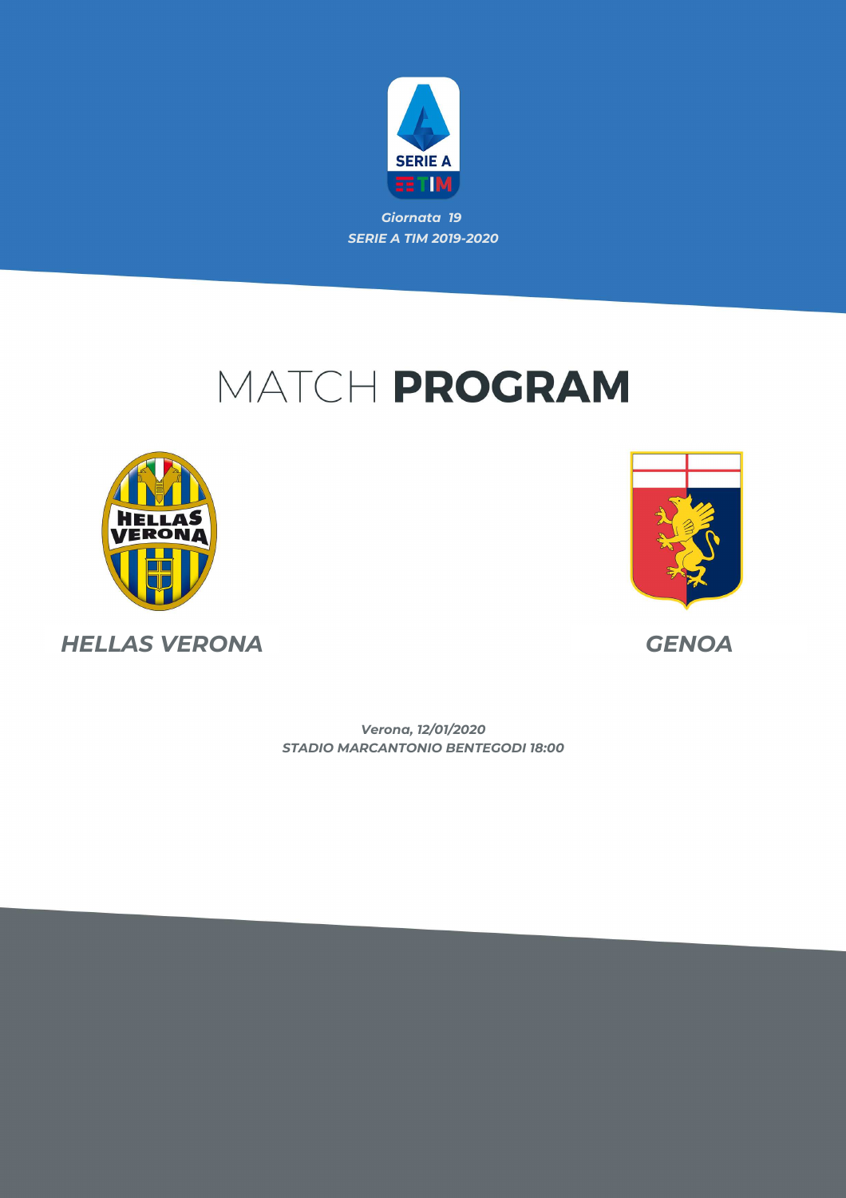*Giornata 19*

*SERIE A TIM 2019-2020*

# MATCH **PROGRAM**

*HELLAS VERONA*

*GENOA*

*Verona, 12/01/2020*

*STADIO MARCANTONIO BENTEGODI 18:00*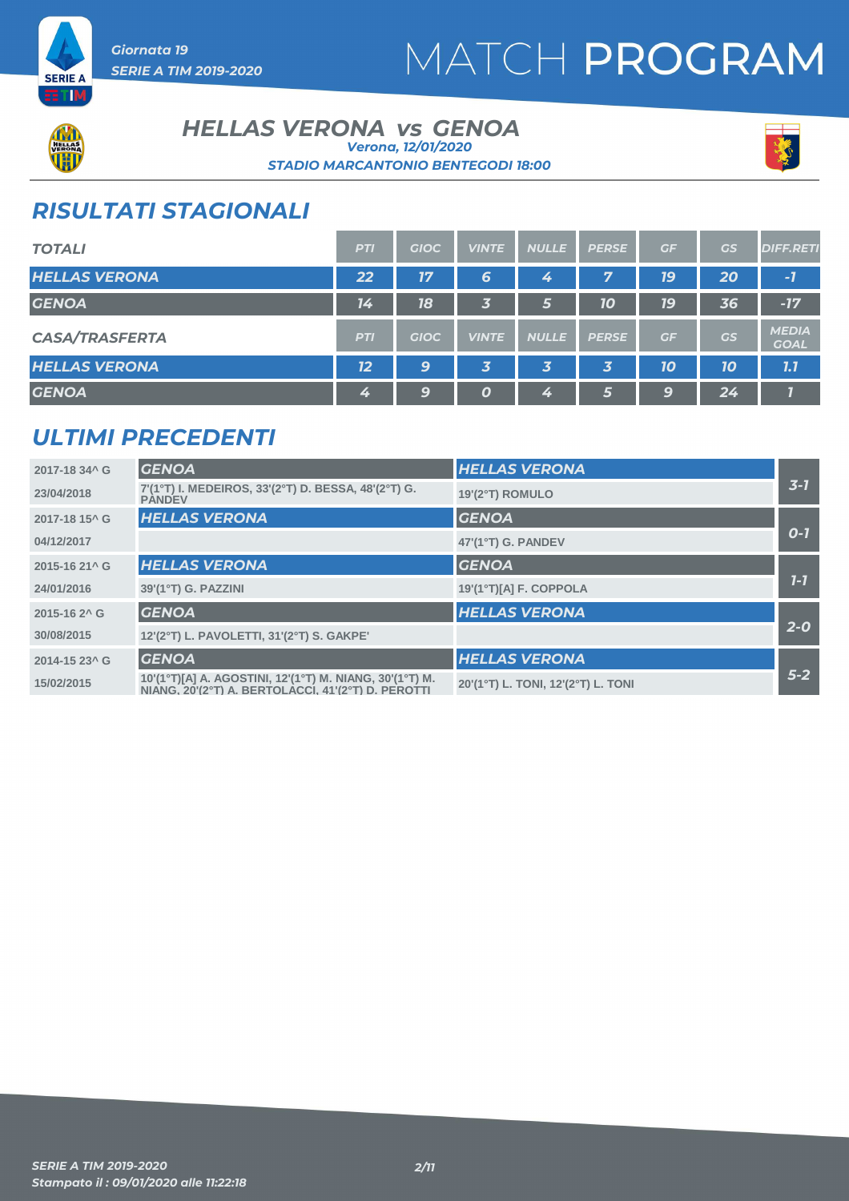Giornata 19
SERIE A TIM 2019-2020

# MATCH PROGRAM

## HELLAS VERONA vs GENOA

Verona, 12/01/2020

STADIO MARCANTONIO BENTEGODI 18:00

## RISULTATI STAGIONALI

| TOTALI | PTI | GIOC | VINTE | NULLE | PERSE | GF | GS | DIFF.RETI |
|---|---|---|---|---|---|---|---|---|
| HELLAS VERONA | 22 | 17 | 6 | 4 | 7 | 19 | 20 | -1 |
| GENOA | 14 | 18 | 3 | 5 | 10 | 19 | 36 | -17 |

| CASA/TRASFERTA | PTI | GIOC | VINTE | NULLE | PERSE | GF | GS | MEDIA GOAL |
|---|---|---|---|---|---|---|---|---|
| HELLAS VERONA | 12 | 9 | 3 | 3 | 3 | 10 | 10 | 1.1 |
| GENOA | 4 | 9 | 0 | 4 | 5 | 9 | 24 | 1 |

## ULTIMI PRECEDENTI

| Giornata / Data | Casa | Trasferta | Risultato |
|---|---|---|---|
| 2017-18 34^ G | GENOA | HELLAS VERONA | 3-1 |
| 23/04/2018 | 7'(1°T) I. MEDEIROS, 33'(2°T) D. BESSA, 48'(2°T) G. PANDEV | 19'(2°T) ROMULO | |
| 2017-18 15^ G | HELLAS VERONA | GENOA | 0-1 |
| 04/12/2017 | | 47'(1°T) G. PANDEV | |
| 2015-16 21^ G | HELLAS VERONA | GENOA | 1-1 |
| 24/01/2016 | 39'(1°T) G. PAZZINI | 19'(1°T)[A] F. COPPOLA | |
| 2015-16 2^ G | GENOA | HELLAS VERONA | 2-0 |
| 30/08/2015 | 12'(2°T) L. PAVOLETTI, 31'(2°T) S. GAKPE' | | |
| 2014-15 23^ G | GENOA | HELLAS VERONA | 5-2 |
| 15/02/2015 | 10'(1°T)[A] A. AGOSTINI, 12'(1°T) M. NIANG, 30'(1°T) M. NIANG, 20'(2°T) A. BERTOLACCI, 41'(2°T) D. PEROTTI | 20'(1°T) L. TONI, 12'(2°T) L. TONI | |

SERIE A TIM 2019-2020
Stampato il : 09/01/2020 alle 11:22:18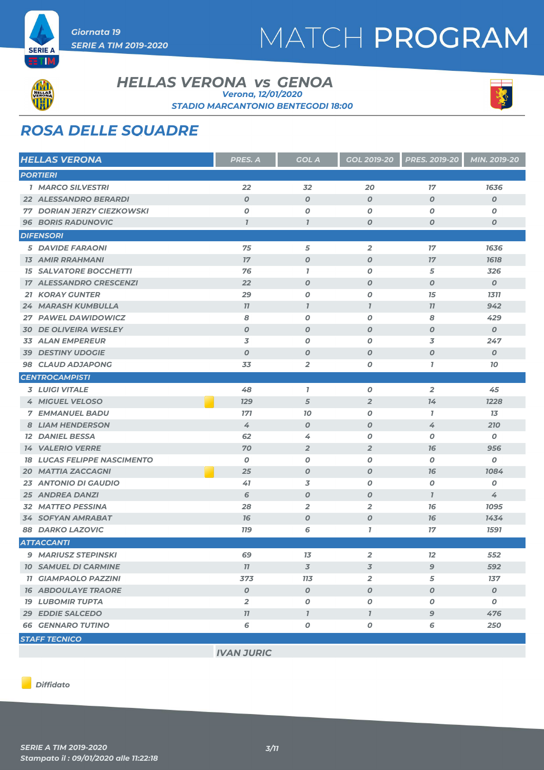# MATCH PROGRAM

Giornata 19
SERIE A TIM 2019-2020

## HELLAS VERONA vs GENOA

Verona, 12/01/2020
STADIO MARCANTONIO BENTEGODI 18:00

## ROSA DELLE SQUADRE

| HELLAS VERONA | PRES. A | GOL A | GOL 2019-20 | PRES. 2019-20 | MIN. 2019-20 |
|---|---|---|---|---|---|
| **PORTIERI** | | | | | |
| 1 MARCO SILVESTRI | 22 | 32 | 20 | 17 | 1636 |
| 22 ALESSANDRO BERARDI | 0 | 0 | 0 | 0 | 0 |
| 77 DORIAN JERZY CIEZKOWSKI | 0 | 0 | 0 | 0 | 0 |
| 96 BORIS RADUNOVIC | 1 | 1 | 0 | 0 | 0 |
| **DIFENSORI** | | | | | |
| 5 DAVIDE FARAONI | 75 | 5 | 2 | 17 | 1636 |
| 13 AMIR RRAHMANI | 17 | 0 | 0 | 17 | 1618 |
| 15 SALVATORE BOCCHETTI | 76 | 1 | 0 | 5 | 326 |
| 17 ALESSANDRO CRESCENZI | 22 | 0 | 0 | 0 | 0 |
| 21 KORAY GUNTER | 29 | 0 | 0 | 15 | 1311 |
| 24 MARASH KUMBULLA | 11 | 1 | 1 | 11 | 942 |
| 27 PAWEL DAWIDOWICZ | 8 | 0 | 0 | 8 | 429 |
| 30 DE OLIVEIRA WESLEY | 0 | 0 | 0 | 0 | 0 |
| 33 ALAN EMPEREUR | 3 | 0 | 0 | 3 | 247 |
| 39 DESTINY UDOGIE | 0 | 0 | 0 | 0 | 0 |
| 98 CLAUD ADJAPONG | 33 | 2 | 0 | 1 | 10 |
| **CENTROCAMPISTI** | | | | | |
| 3 LUIGI VITALE | 48 | 1 | 0 | 2 | 45 |
| 4 MIGUEL VELOSO (Diffidato) | 129 | 5 | 2 | 14 | 1228 |
| 7 EMMANUEL BADU | 171 | 10 | 0 | 1 | 13 |
| 8 LIAM HENDERSON | 4 | 0 | 0 | 4 | 210 |
| 12 DANIEL BESSA | 62 | 4 | 0 | 0 | 0 |
| 14 VALERIO VERRE | 70 | 2 | 2 | 16 | 956 |
| 18 LUCAS FELIPPE NASCIMENTO | 0 | 0 | 0 | 0 | 0 |
| 20 MATTIA ZACCAGNI (Diffidato) | 25 | 0 | 0 | 16 | 1084 |
| 23 ANTONIO DI GAUDIO | 41 | 3 | 0 | 0 | 0 |
| 25 ANDREA DANZI | 6 | 0 | 0 | 1 | 4 |
| 32 MATTEO PESSINA | 28 | 2 | 2 | 16 | 1095 |
| 34 SOFYAN AMRABAT | 16 | 0 | 0 | 16 | 1434 |
| 88 DARKO LAZOVIC | 119 | 6 | 1 | 17 | 1591 |
| **ATTACCANTI** | | | | | |
| 9 MARIUSZ STEPINSKI | 69 | 13 | 2 | 12 | 552 |
| 10 SAMUEL DI CARMINE | 11 | 3 | 3 | 9 | 592 |
| 11 GIAMPAOLO PAZZINI | 373 | 113 | 2 | 5 | 137 |
| 16 ABDOULAYE TRAORE | 0 | 0 | 0 | 0 | 0 |
| 19 LUBOMIR TUPTA | 2 | 0 | 0 | 0 | 0 |
| 29 EDDIE SALCEDO | 11 | 1 | 1 | 9 | 476 |
| 66 GENNARO TUTINO | 6 | 0 | 0 | 6 | 250 |
| **STAFF TECNICO** | | | | | |
| IVAN JURIC | | | | | |

Diffidato

SERIE A TIM 2019-2020
Stampato il : 09/01/2020 alle 11:22:18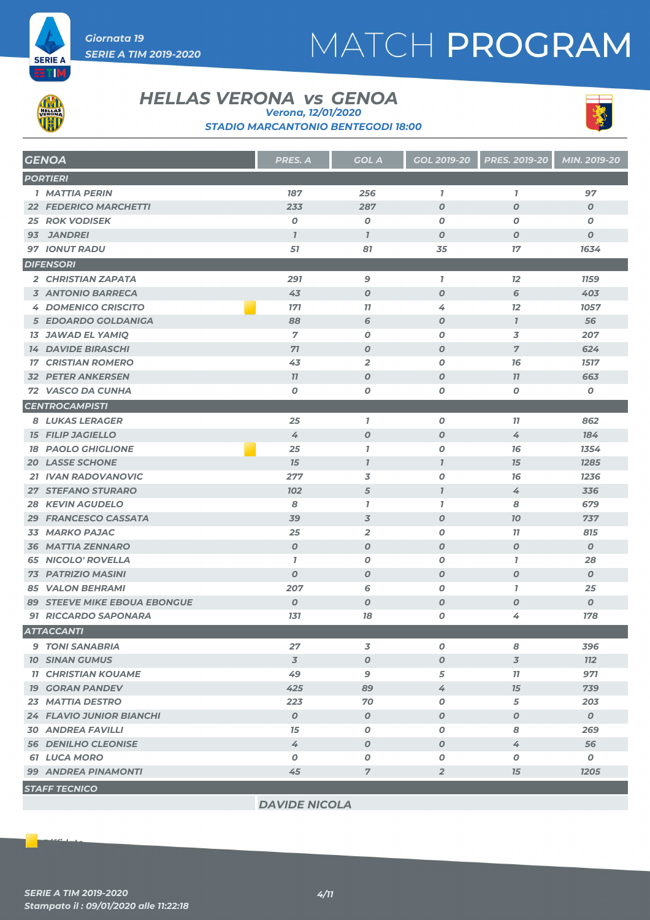Giornata 19
SERIE A TIM 2019-2020

# MATCH PROGRAM

## HELLAS VERONA vs GENOA

*Verona, 12/01/2020*

*STADIO MARCANTONIO BENTEGODI 18:00*

| GENOA | PRES. A | GOL A | GOL 2019-20 | PRES. 2019-20 | MIN. 2019-20 |
|---|---|---|---|---|---|
| **PORTIERI** | | | | | |
| 1 MATTIA PERIN | 187 | 256 | 1 | 1 | 97 |
| 22 FEDERICO MARCHETTI | 233 | 287 | 0 | 0 | 0 |
| 25 ROK VODISEK | 0 | 0 | 0 | 0 | 0 |
| 93 JANDREI | 1 | 1 | 0 | 0 | 0 |
| 97 IONUT RADU | 51 | 81 | 35 | 17 | 1634 |
| **DIFENSORI** | | | | | |
| 2 CHRISTIAN ZAPATA | 291 | 9 | 1 | 12 | 1159 |
| 3 ANTONIO BARRECA | 43 | 0 | 0 | 6 | 403 |
| 4 DOMENICO CRISCITO (diffidato) | 171 | 11 | 4 | 12 | 1057 |
| 5 EDOARDO GOLDANIGA | 88 | 6 | 0 | 1 | 56 |
| 13 JAWAD EL YAMIQ | 7 | 0 | 0 | 3 | 207 |
| 14 DAVIDE BIRASCHI | 71 | 0 | 0 | 7 | 624 |
| 17 CRISTIAN ROMERO | 43 | 2 | 0 | 16 | 1517 |
| 32 PETER ANKERSEN | 11 | 0 | 0 | 11 | 663 |
| 72 VASCO DA CUNHA | 0 | 0 | 0 | 0 | 0 |
| **CENTROCAMPISTI** | | | | | |
| 8 LUKAS LERAGER | 25 | 1 | 0 | 11 | 862 |
| 15 FILIP JAGIELLO | 4 | 0 | 0 | 4 | 184 |
| 18 PAOLO GHIGLIONE (diffidato) | 25 | 1 | 0 | 16 | 1354 |
| 20 LASSE SCHONE | 15 | 1 | 1 | 15 | 1285 |
| 21 IVAN RADOVANOVIC | 277 | 3 | 0 | 16 | 1236 |
| 27 STEFANO STURARO | 102 | 5 | 1 | 4 | 336 |
| 28 KEVIN AGUDELO | 8 | 1 | 1 | 8 | 679 |
| 29 FRANCESCO CASSATA | 39 | 3 | 0 | 10 | 737 |
| 33 MARKO PAJAC | 25 | 2 | 0 | 11 | 815 |
| 36 MATTIA ZENNARO | 0 | 0 | 0 | 0 | 0 |
| 65 NICOLO' ROVELLA | 1 | 0 | 0 | 1 | 28 |
| 73 PATRIZIO MASINI | 0 | 0 | 0 | 0 | 0 |
| 85 VALON BEHRAMI | 207 | 6 | 0 | 1 | 25 |
| 89 STEEVE MIKE EBOUA EBONGUE | 0 | 0 | 0 | 0 | 0 |
| 91 RICCARDO SAPONARA | 131 | 18 | 0 | 4 | 178 |
| **ATTACCANTI** | | | | | |
| 9 TONI SANABRIA | 27 | 3 | 0 | 8 | 396 |
| 10 SINAN GUMUS | 3 | 0 | 0 | 3 | 112 |
| 11 CHRISTIAN KOUAME | 49 | 9 | 5 | 11 | 971 |
| 19 GORAN PANDEV | 425 | 89 | 4 | 15 | 739 |
| 23 MATTIA DESTRO | 223 | 70 | 0 | 5 | 203 |
| 24 FLAVIO JUNIOR BIANCHI | 0 | 0 | 0 | 0 | 0 |
| 30 ANDREA FAVILLI | 15 | 0 | 0 | 8 | 269 |
| 56 DENILHO CLEONISE | 4 | 0 | 0 | 4 | 56 |
| 61 LUCA MORO | 0 | 0 | 0 | 0 | 0 |
| 99 ANDREA PINAMONTI | 45 | 7 | 2 | 15 | 1205 |
| **STAFF TECNICO** | | | | | |
| DAVIDE NICOLA | | | | | |

Diffidato

SERIE A TIM 2019-2020
Stampato il : 09/01/2020 alle 11:22:18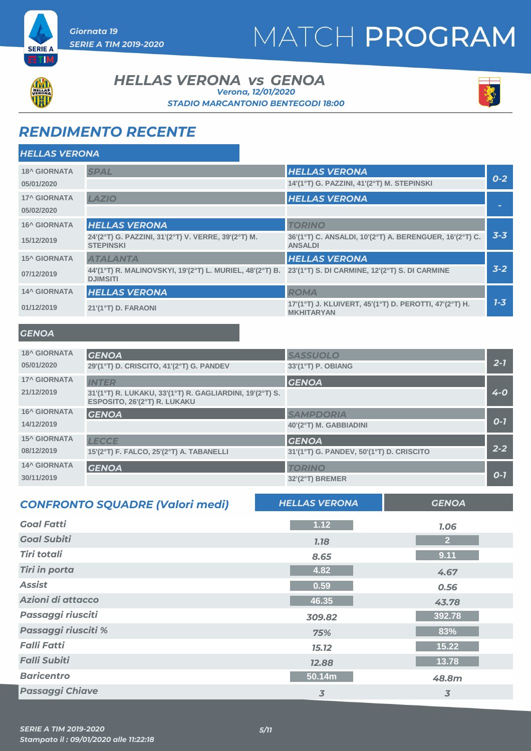# MATCH PROGRAM

Giornata 19
SERIE A TIM 2019-2020

## HELLAS VERONA vs GENOA

Verona, 12/01/2020
STADIO MARCANTONIO BENTEGODI 18:00

## RENDIMENTO RECENTE

### HELLAS VERONA

| Giornata | Casa | Ospite | Risultato |
|---|---|---|---|
| 18^ GIORNATA 05/01/2020 | SPAL | HELLAS VERONA<br>14'(1°T) G. PAZZINI, 41'(2°T) M. STEPINSKI | 0-2 |
| 17^ GIORNATA 05/02/2020 | LAZIO | HELLAS VERONA | - |
| 16^ GIORNATA 15/12/2019 | HELLAS VERONA<br>24'(2°T) G. PAZZINI, 31'(2°T) V. VERRE, 39'(2°T) M. STEPINSKI | TORINO<br>36'(1°T) C. ANSALDI, 10'(2°T) A. BERENGUER, 16'(2°T) C. ANSALDI | 3-3 |
| 15^ GIORNATA 07/12/2019 | ATALANTA<br>44'(1°T) R. MALINOVSKYI, 19'(2°T) L. MURIEL, 48'(2°T) B. DJIMSITI | HELLAS VERONA<br>23'(1°T) S. DI CARMINE, 12'(2°T) S. DI CARMINE | 3-2 |
| 14^ GIORNATA 01/12/2019 | HELLAS VERONA<br>21'(1°T) D. FARAONI | ROMA<br>17'(1°T) J. KLUIVERT, 45'(1°T) D. PEROTTI, 47'(2°T) H. MKHITARYAN | 1-3 |

### GENOA

| Giornata | Casa | Ospite | Risultato |
|---|---|---|---|
| 18^ GIORNATA 05/01/2020 | GENOA<br>29'(1°T) D. CRISCITO, 41'(2°T) G. PANDEV | SASSUOLO<br>33'(1°T) P. OBIANG | 2-1 |
| 17^ GIORNATA 21/12/2019 | INTER<br>31'(1°T) R. LUKAKU, 33'(1°T) R. GAGLIARDINI, 19'(2°T) S. ESPOSITO, 26'(2°T) R. LUKAKU | GENOA | 4-0 |
| 16^ GIORNATA 14/12/2019 | GENOA | SAMPDORIA<br>40'(2°T) M. GABBIADINI | 0-1 |
| 15^ GIORNATA 08/12/2019 | LECCE<br>15'(2°T) F. FALCO, 25'(2°T) A. TABANELLI | GENOA<br>31'(1°T) G. PANDEV, 50'(1°T) D. CRISCITO | 2-2 |
| 14^ GIORNATA 30/11/2019 | GENOA | TORINO<br>32'(2°T) BREMER | 0-1 |

## CONFRONTO SQUADRE (Valori medi)

| | HELLAS VERONA | GENOA |
|---|---|---|
| Goal Fatti | 1.12 | 1.06 |
| Goal Subiti | 1.18 | 2 |
| Tiri totali | 8.65 | 9.11 |
| Tiri in porta | 4.82 | 4.67 |
| Assist | 0.59 | 0.56 |
| Azioni di attacco | 46.35 | 43.78 |
| Passaggi riusciti | 309.82 | 392.78 |
| Passaggi riusciti % | 75% | 83% |
| Falli Fatti | 15.12 | 15.22 |
| Falli Subiti | 12.88 | 13.78 |
| Baricentro | 50.14m | 48.8m |
| Passaggi Chiave | 3 | 3 |

SERIE A TIM 2019-2020
Stampato il : 09/01/2020 alle 11:22:18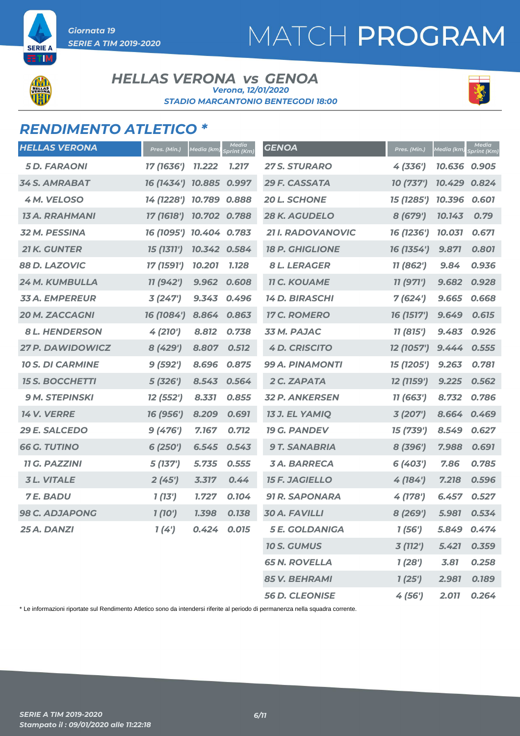# MATCH PROGRAM

Giornata 19
SERIE A TIM 2019-2020

## HELLAS VERONA vs GENOA

Verona, 12/01/2020
STADIO MARCANTONIO BENTEGODI 18:00

## RENDIMENTO ATLETICO *

| HELLAS VERONA | Pres. (Min.) | Media (km) | Media Sprint (Km) |
|---|---|---|---|
| 5 D. FARAONI | 17 (1636') | 11.222 | 1.217 |
| 34 S. AMRABAT | 16 (1434') | 10.885 | 0.997 |
| 4 M. VELOSO | 14 (1228') | 10.789 | 0.888 |
| 13 A. RRAHMANI | 17 (1618') | 10.702 | 0.788 |
| 32 M. PESSINA | 16 (1095') | 10.404 | 0.783 |
| 21 K. GUNTER | 15 (1311') | 10.342 | 0.584 |
| 88 D. LAZOVIC | 17 (1591') | 10.201 | 1.128 |
| 24 M. KUMBULLA | 11 (942') | 9.962 | 0.608 |
| 33 A. EMPEREUR | 3 (247') | 9.343 | 0.496 |
| 20 M. ZACCAGNI | 16 (1084') | 8.864 | 0.863 |
| 8 L. HENDERSON | 4 (210') | 8.812 | 0.738 |
| 27 P. DAWIDOWICZ | 8 (429') | 8.807 | 0.512 |
| 10 S. DI CARMINE | 9 (592') | 8.696 | 0.875 |
| 15 S. BOCCHETTI | 5 (326') | 8.543 | 0.564 |
| 9 M. STEPINSKI | 12 (552') | 8.331 | 0.855 |
| 14 V. VERRE | 16 (956') | 8.209 | 0.691 |
| 29 E. SALCEDO | 9 (476') | 7.167 | 0.712 |
| 66 G. TUTINO | 6 (250') | 6.545 | 0.543 |
| 11 G. PAZZINI | 5 (137') | 5.735 | 0.555 |
| 3 L. VITALE | 2 (45') | 3.317 | 0.44 |
| 7 E. BADU | 1 (13') | 1.727 | 0.104 |
| 98 C. ADJAPONG | 1 (10') | 1.398 | 0.138 |
| 25 A. DANZI | 1 (4') | 0.424 | 0.015 |

| GENOA | Pres. (Min.) | Media (km) | Media Sprint (Km) |
|---|---|---|---|
| 27 S. STURARO | 4 (336') | 10.636 | 0.905 |
| 29 F. CASSATA | 10 (737') | 10.429 | 0.824 |
| 20 L. SCHONE | 15 (1285') | 10.396 | 0.601 |
| 28 K. AGUDELO | 8 (679') | 10.143 | 0.79 |
| 21 I. RADOVANOVIC | 16 (1236') | 10.031 | 0.671 |
| 18 P. GHIGLIONE | 16 (1354') | 9.871 | 0.801 |
| 8 L. LERAGER | 11 (862') | 9.84 | 0.936 |
| 11 C. KOUAME | 11 (971') | 9.682 | 0.928 |
| 14 D. BIRASCHI | 7 (624') | 9.665 | 0.668 |
| 17 C. ROMERO | 16 (1517') | 9.649 | 0.615 |
| 33 M. PAJAC | 11 (815') | 9.483 | 0.926 |
| 4 D. CRISCITO | 12 (1057') | 9.444 | 0.555 |
| 99 A. PINAMONTI | 15 (1205') | 9.263 | 0.781 |
| 2 C. ZAPATA | 12 (1159') | 9.225 | 0.562 |
| 32 P. ANKERSEN | 11 (663') | 8.732 | 0.786 |
| 13 J. EL YAMIQ | 3 (207') | 8.664 | 0.469 |
| 19 G. PANDEV | 15 (739') | 8.549 | 0.627 |
| 9 T. SANABRIA | 8 (396') | 7.988 | 0.691 |
| 3 A. BARRECA | 6 (403') | 7.86 | 0.785 |
| 15 F. JAGIELLO | 4 (184') | 7.218 | 0.596 |
| 91 R. SAPONARA | 4 (178') | 6.457 | 0.527 |
| 30 A. FAVILLI | 8 (269') | 5.981 | 0.534 |
| 5 E. GOLDANIGA | 1 (56') | 5.849 | 0.474 |
| 10 S. GUMUS | 3 (112') | 5.421 | 0.359 |
| 65 N. ROVELLA | 1 (28') | 3.81 | 0.258 |
| 85 V. BEHRAMI | 1 (25') | 2.981 | 0.189 |
| 56 D. CLEONISE | 4 (56') | 2.011 | 0.264 |

* Le informazioni riportate sul Rendimento Atletico sono da intendersi riferite al periodo di permanenza nella squadra corrente.

SERIE A TIM 2019-2020
Stampato il : 09/01/2020 alle 11:22:18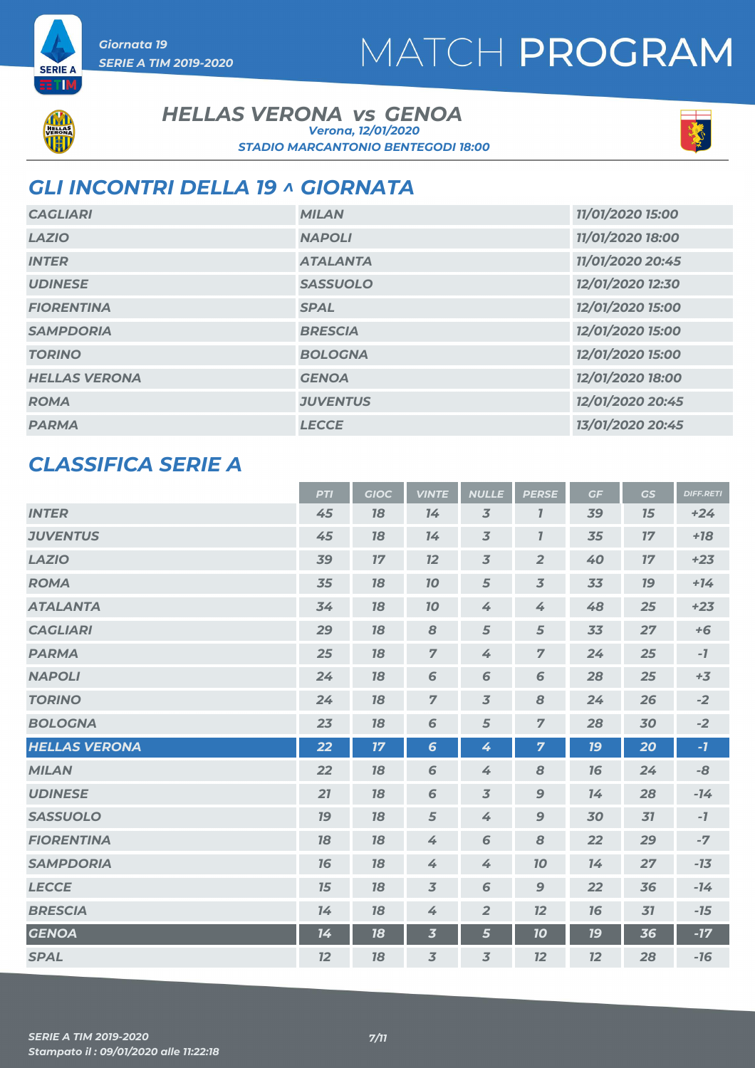Giornata 19

SERIE A TIM 2019-2020

# MATCH PROGRAM

## HELLAS VERONA vs GENOA

Verona, 12/01/2020

STADIO MARCANTONIO BENTEGODI 18:00

## GLI INCONTRI DELLA 19 ^ GIORNATA

| | | |
|---|---|---|
| CAGLIARI | MILAN | 11/01/2020 15:00 |
| LAZIO | NAPOLI | 11/01/2020 18:00 |
| INTER | ATALANTA | 11/01/2020 20:45 |
| UDINESE | SASSUOLO | 12/01/2020 12:30 |
| FIORENTINA | SPAL | 12/01/2020 15:00 |
| SAMPDORIA | BRESCIA | 12/01/2020 15:00 |
| TORINO | BOLOGNA | 12/01/2020 15:00 |
| HELLAS VERONA | GENOA | 12/01/2020 18:00 |
| ROMA | JUVENTUS | 12/01/2020 20:45 |
| PARMA | LECCE | 13/01/2020 20:45 |

## CLASSIFICA SERIE A

| | PTI | GIOC | VINTE | NULLE | PERSE | GF | GS | DIFF.RETI |
|---|---|---|---|---|---|---|---|---|
| INTER | 45 | 18 | 14 | 3 | 1 | 39 | 15 | +24 |
| JUVENTUS | 45 | 18 | 14 | 3 | 1 | 35 | 17 | +18 |
| LAZIO | 39 | 17 | 12 | 3 | 2 | 40 | 17 | +23 |
| ROMA | 35 | 18 | 10 | 5 | 3 | 33 | 19 | +14 |
| ATALANTA | 34 | 18 | 10 | 4 | 4 | 48 | 25 | +23 |
| CAGLIARI | 29 | 18 | 8 | 5 | 5 | 33 | 27 | +6 |
| PARMA | 25 | 18 | 7 | 4 | 7 | 24 | 25 | -1 |
| NAPOLI | 24 | 18 | 6 | 6 | 6 | 28 | 25 | +3 |
| TORINO | 24 | 18 | 7 | 3 | 8 | 24 | 26 | -2 |
| BOLOGNA | 23 | 18 | 6 | 5 | 7 | 28 | 30 | -2 |
| HELLAS VERONA | 22 | 17 | 6 | 4 | 7 | 19 | 20 | -1 |
| MILAN | 22 | 18 | 6 | 4 | 8 | 16 | 24 | -8 |
| UDINESE | 21 | 18 | 6 | 3 | 9 | 14 | 28 | -14 |
| SASSUOLO | 19 | 18 | 5 | 4 | 9 | 30 | 31 | -1 |
| FIORENTINA | 18 | 18 | 4 | 6 | 8 | 22 | 29 | -7 |
| SAMPDORIA | 16 | 18 | 4 | 4 | 10 | 14 | 27 | -13 |
| LECCE | 15 | 18 | 3 | 6 | 9 | 22 | 36 | -14 |
| BRESCIA | 14 | 18 | 4 | 2 | 12 | 16 | 31 | -15 |
| GENOA | 14 | 18 | 3 | 5 | 10 | 19 | 36 | -17 |
| SPAL | 12 | 18 | 3 | 3 | 12 | 12 | 28 | -16 |

SERIE A TIM 2019-2020

Stampato il : 09/01/2020 alle 11:22:18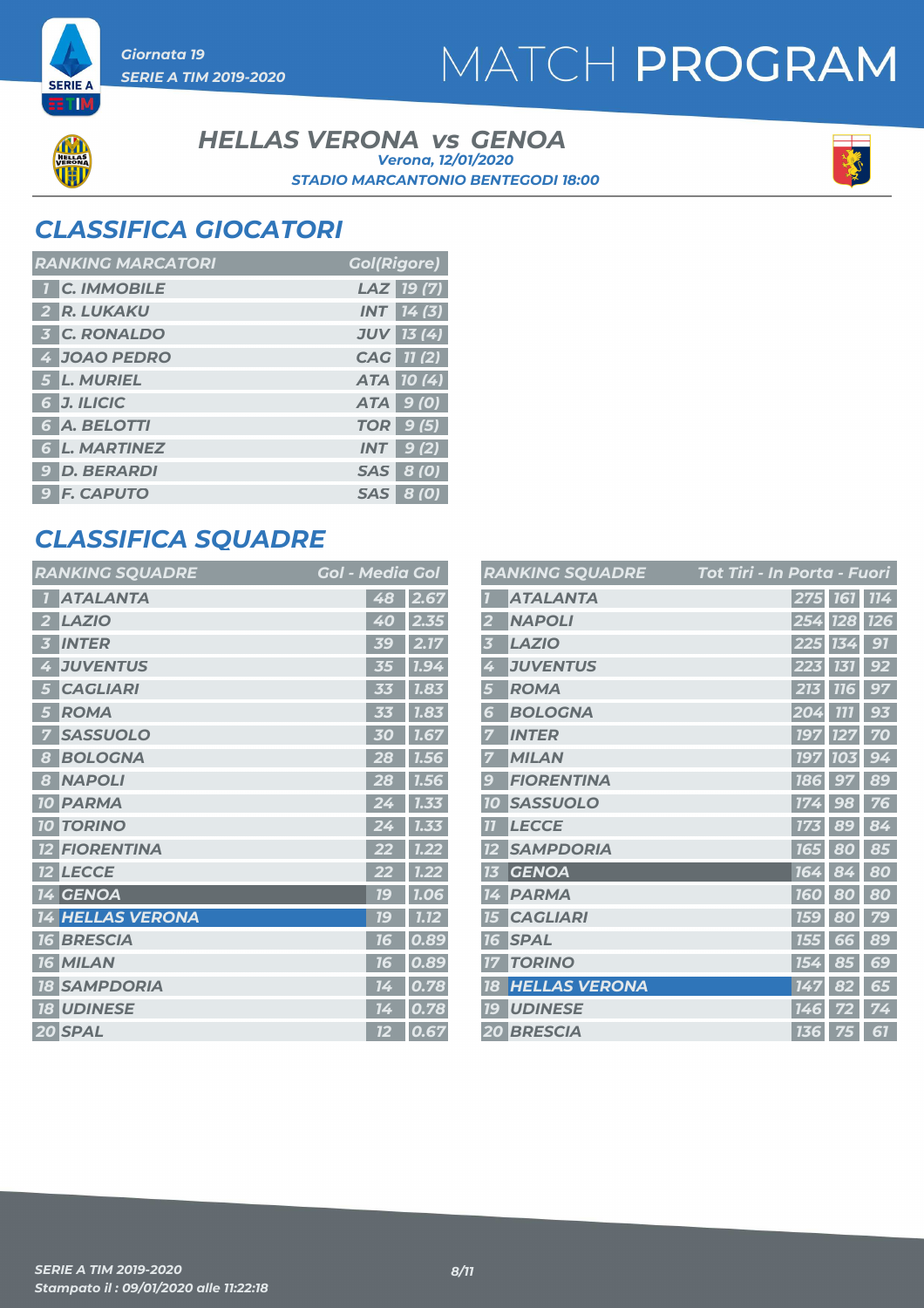Giornata 19
SERIE A TIM 2019-2020

# MATCH PROGRAM

## HELLAS VERONA vs GENOA

Verona, 12/01/2020
STADIO MARCANTONIO BENTEGODI 18:00

## CLASSIFICA GIOCATORI

| RANKING MARCATORI | | | Gol(Rigore) |
|---|---|---|---|
| 1 | C. IMMOBILE | LAZ | 19 (7) |
| 2 | R. LUKAKU | INT | 14 (3) |
| 3 | C. RONALDO | JUV | 13 (4) |
| 4 | JOAO PEDRO | CAG | 11 (2) |
| 5 | L. MURIEL | ATA | 10 (4) |
| 6 | J. ILICIC | ATA | 9 (0) |
| 6 | A. BELOTTI | TOR | 9 (5) |
| 6 | L. MARTINEZ | INT | 9 (2) |
| 9 | D. BERARDI | SAS | 8 (0) |
| 9 | F. CAPUTO | SAS | 8 (0) |

## CLASSIFICA SQUADRE

| RANKING SQUADRE | | Gol | Media Gol |
|---|---|---|---|
| 1 | ATALANTA | 48 | 2.67 |
| 2 | LAZIO | 40 | 2.35 |
| 3 | INTER | 39 | 2.17 |
| 4 | JUVENTUS | 35 | 1.94 |
| 5 | CAGLIARI | 33 | 1.83 |
| 5 | ROMA | 33 | 1.83 |
| 7 | SASSUOLO | 30 | 1.67 |
| 8 | BOLOGNA | 28 | 1.56 |
| 8 | NAPOLI | 28 | 1.56 |
| 10 | PARMA | 24 | 1.33 |
| 10 | TORINO | 24 | 1.33 |
| 12 | FIORENTINA | 22 | 1.22 |
| 12 | LECCE | 22 | 1.22 |
| 14 | GENOA | 19 | 1.06 |
| 14 | HELLAS VERONA | 19 | 1.12 |
| 16 | BRESCIA | 16 | 0.89 |
| 16 | MILAN | 16 | 0.89 |
| 18 | SAMPDORIA | 14 | 0.78 |
| 18 | UDINESE | 14 | 0.78 |
| 20 | SPAL | 12 | 0.67 |

| RANKING SQUADRE | | Tot Tiri | In Porta | Fuori |
|---|---|---|---|---|
| 1 | ATALANTA | 275 | 161 | 114 |
| 2 | NAPOLI | 254 | 128 | 126 |
| 3 | LAZIO | 225 | 134 | 91 |
| 4 | JUVENTUS | 223 | 131 | 92 |
| 5 | ROMA | 213 | 116 | 97 |
| 6 | BOLOGNA | 204 | 111 | 93 |
| 7 | INTER | 197 | 127 | 70 |
| 7 | MILAN | 197 | 103 | 94 |
| 9 | FIORENTINA | 186 | 97 | 89 |
| 10 | SASSUOLO | 174 | 98 | 76 |
| 11 | LECCE | 173 | 89 | 84 |
| 12 | SAMPDORIA | 165 | 80 | 85 |
| 13 | GENOA | 164 | 84 | 80 |
| 14 | PARMA | 160 | 80 | 80 |
| 15 | CAGLIARI | 159 | 80 | 79 |
| 16 | SPAL | 155 | 66 | 89 |
| 17 | TORINO | 154 | 85 | 69 |
| 18 | HELLAS VERONA | 147 | 82 | 65 |
| 19 | UDINESE | 146 | 72 | 74 |
| 20 | BRESCIA | 136 | 75 | 61 |

SERIE A TIM 2019-2020
Stampato il : 09/01/2020 alle 11:22:18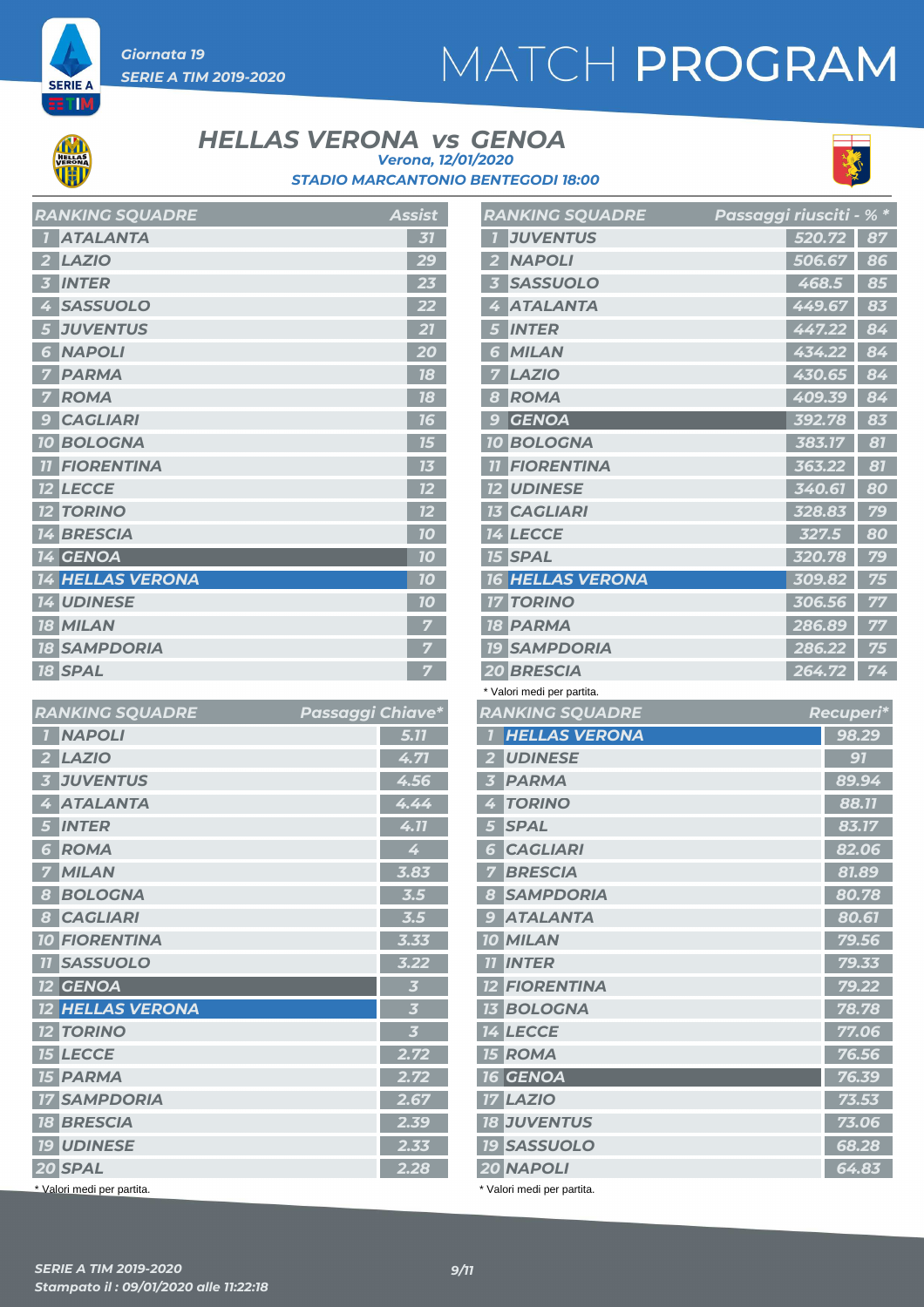Giornata 19

SERIE A TIM 2019-2020

# MATCH PROGRAM

## HELLAS VERONA vs GENOA

*Verona, 12/01/2020*

*STADIO MARCANTONIO BENTEGODI 18:00*

| RANKING SQUADRE | | Assist |
|---|---|---|
| 1 | ATALANTA | 31 |
| 2 | LAZIO | 29 |
| 3 | INTER | 23 |
| 4 | SASSUOLO | 22 |
| 5 | JUVENTUS | 21 |
| 6 | NAPOLI | 20 |
| 7 | PARMA | 18 |
| 7 | ROMA | 18 |
| 9 | CAGLIARI | 16 |
| 10 | BOLOGNA | 15 |
| 11 | FIORENTINA | 13 |
| 12 | LECCE | 12 |
| 12 | TORINO | 12 |
| 14 | BRESCIA | 10 |
| 14 | GENOA | 10 |
| 14 | HELLAS VERONA | 10 |
| 14 | UDINESE | 10 |
| 18 | MILAN | 7 |
| 18 | SAMPDORIA | 7 |
| 18 | SPAL | 7 |

| RANKING SQUADRE | | Passaggi riusciti | % * |
|---|---|---|---|
| 1 | JUVENTUS | 520.72 | 87 |
| 2 | NAPOLI | 506.67 | 86 |
| 3 | SASSUOLO | 468.5 | 85 |
| 4 | ATALANTA | 449.67 | 83 |
| 5 | INTER | 447.22 | 84 |
| 6 | MILAN | 434.22 | 84 |
| 7 | LAZIO | 430.65 | 84 |
| 8 | ROMA | 409.39 | 84 |
| 9 | GENOA | 392.78 | 83 |
| 10 | BOLOGNA | 383.17 | 81 |
| 11 | FIORENTINA | 363.22 | 81 |
| 12 | UDINESE | 340.61 | 80 |
| 13 | CAGLIARI | 328.83 | 79 |
| 14 | LECCE | 327.5 | 80 |
| 15 | SPAL | 320.78 | 79 |
| 16 | HELLAS VERONA | 309.82 | 75 |
| 17 | TORINO | 306.56 | 77 |
| 18 | PARMA | 286.89 | 77 |
| 19 | SAMPDORIA | 286.22 | 75 |
| 20 | BRESCIA | 264.72 | 74 |

\* Valori medi per partita.

| RANKING SQUADRE | | Passaggi Chiave* |
|---|---|---|
| 1 | NAPOLI | 5.11 |
| 2 | LAZIO | 4.71 |
| 3 | JUVENTUS | 4.56 |
| 4 | ATALANTA | 4.44 |
| 5 | INTER | 4.11 |
| 6 | ROMA | 4 |
| 7 | MILAN | 3.83 |
| 8 | BOLOGNA | 3.5 |
| 8 | CAGLIARI | 3.5 |
| 10 | FIORENTINA | 3.33 |
| 11 | SASSUOLO | 3.22 |
| 12 | GENOA | 3 |
| 12 | HELLAS VERONA | 3 |
| 12 | TORINO | 3 |
| 15 | LECCE | 2.72 |
| 15 | PARMA | 2.72 |
| 17 | SAMPDORIA | 2.67 |
| 18 | BRESCIA | 2.39 |
| 19 | UDINESE | 2.33 |
| 20 | SPAL | 2.28 |

\* Valori medi per partita.

| RANKING SQUADRE | | Recuperi* |
|---|---|---|
| 1 | HELLAS VERONA | 98.29 |
| 2 | UDINESE | 91 |
| 3 | PARMA | 89.94 |
| 4 | TORINO | 88.11 |
| 5 | SPAL | 83.17 |
| 6 | CAGLIARI | 82.06 |
| 7 | BRESCIA | 81.89 |
| 8 | SAMPDORIA | 80.78 |
| 9 | ATALANTA | 80.61 |
| 10 | MILAN | 79.56 |
| 11 | INTER | 79.33 |
| 12 | FIORENTINA | 79.22 |
| 13 | BOLOGNA | 78.78 |
| 14 | LECCE | 77.06 |
| 15 | ROMA | 76.56 |
| 16 | GENOA | 76.39 |
| 17 | LAZIO | 73.53 |
| 18 | JUVENTUS | 73.06 |
| 19 | SASSUOLO | 68.28 |
| 20 | NAPOLI | 64.83 |

\* Valori medi per partita.

SERIE A TIM 2019-2020

Stampato il : 09/01/2020 alle 11:22:18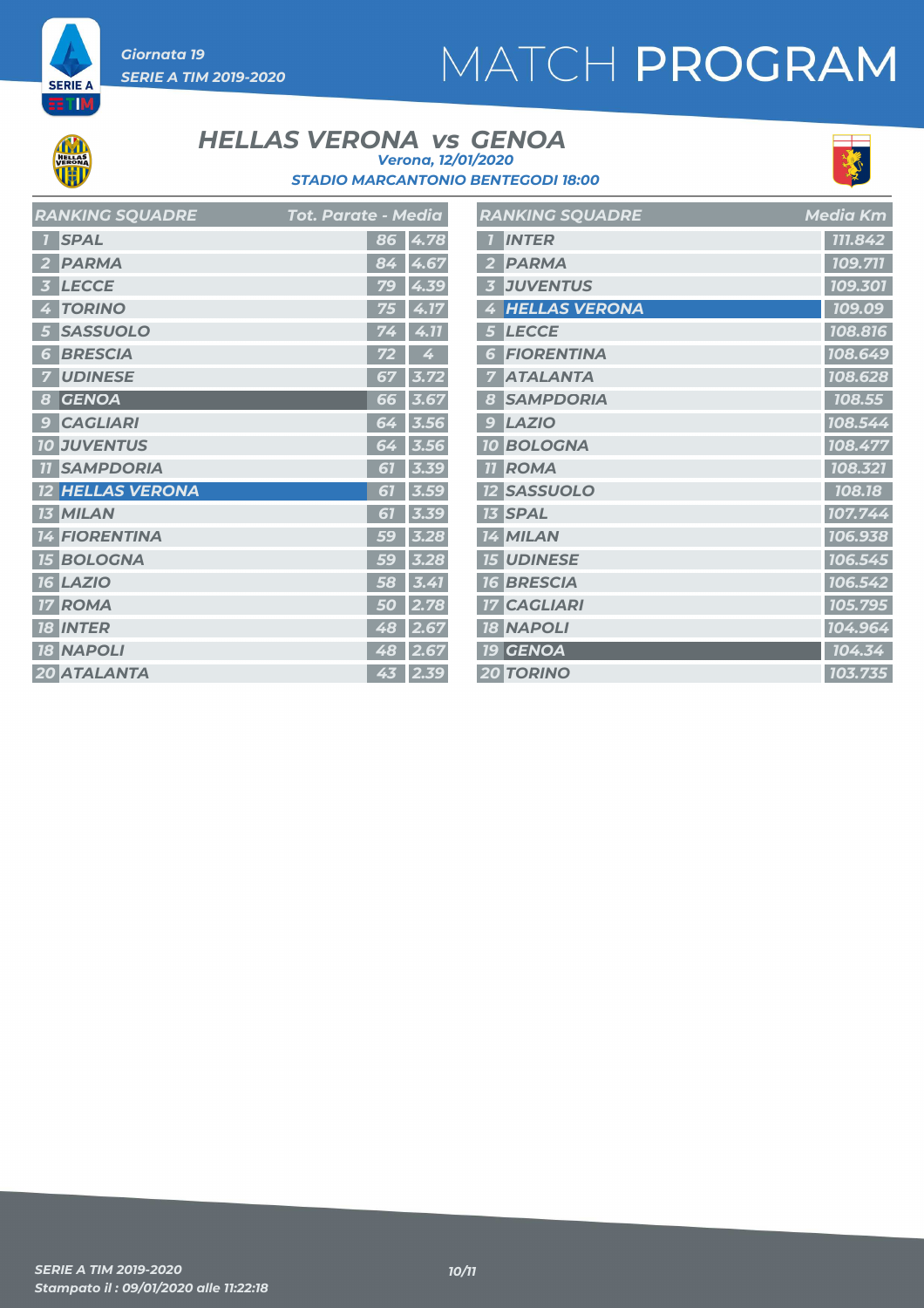# MATCH PROGRAM

*Giornata 19*
*SERIE A TIM 2019-2020*

## HELLAS VERONA vs GENOA

*Verona, 12/01/2020*
*STADIO MARCANTONIO BENTEGODI 18:00*

| RANKING SQUADRE | Tot. Parate | Media |
|---|---|---|
| 1 SPAL | 86 | 4.78 |
| 2 PARMA | 84 | 4.67 |
| 3 LECCE | 79 | 4.39 |
| 4 TORINO | 75 | 4.17 |
| 5 SASSUOLO | 74 | 4.11 |
| 6 BRESCIA | 72 | 4 |
| 7 UDINESE | 67 | 3.72 |
| 8 GENOA | 66 | 3.67 |
| 9 CAGLIARI | 64 | 3.56 |
| 10 JUVENTUS | 64 | 3.56 |
| 11 SAMPDORIA | 61 | 3.39 |
| 12 HELLAS VERONA | 61 | 3.59 |
| 13 MILAN | 61 | 3.39 |
| 14 FIORENTINA | 59 | 3.28 |
| 15 BOLOGNA | 59 | 3.28 |
| 16 LAZIO | 58 | 3.41 |
| 17 ROMA | 50 | 2.78 |
| 18 INTER | 48 | 2.67 |
| 18 NAPOLI | 48 | 2.67 |
| 20 ATALANTA | 43 | 2.39 |

| RANKING SQUADRE | Media Km |
|---|---|
| 1 INTER | 111.842 |
| 2 PARMA | 109.711 |
| 3 JUVENTUS | 109.301 |
| 4 HELLAS VERONA | 109.09 |
| 5 LECCE | 108.816 |
| 6 FIORENTINA | 108.649 |
| 7 ATALANTA | 108.628 |
| 8 SAMPDORIA | 108.55 |
| 9 LAZIO | 108.544 |
| 10 BOLOGNA | 108.477 |
| 11 ROMA | 108.321 |
| 12 SASSUOLO | 108.18 |
| 13 SPAL | 107.744 |
| 14 MILAN | 106.938 |
| 15 UDINESE | 106.545 |
| 16 BRESCIA | 106.542 |
| 17 CAGLIARI | 105.795 |
| 18 NAPOLI | 104.964 |
| 19 GENOA | 104.34 |
| 20 TORINO | 103.735 |

*SERIE A TIM 2019-2020*
*Stampato il : 09/01/2020 alle 11:22:18*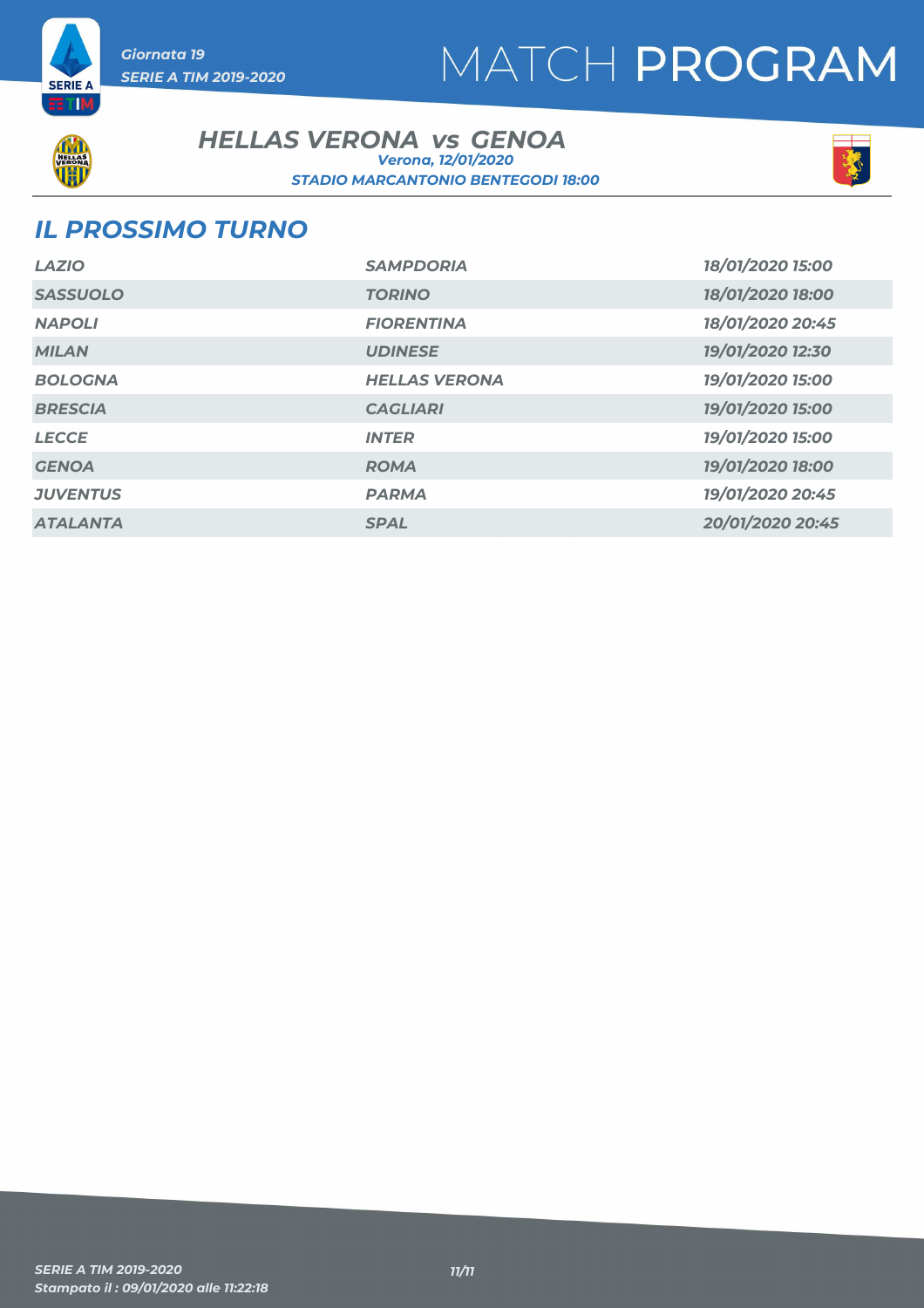# MATCH PROGRAM

*Giornata 19*
*SERIE A TIM 2019-2020*

## HELLAS VERONA vs GENOA

*Verona, 12/01/2020*
*STADIO MARCANTONIO BENTEGODI 18:00*

## IL PROSSIMO TURNO

| | | |
|---|---|---|
| LAZIO | SAMPDORIA | 18/01/2020 15:00 |
| SASSUOLO | TORINO | 18/01/2020 18:00 |
| NAPOLI | FIORENTINA | 18/01/2020 20:45 |
| MILAN | UDINESE | 19/01/2020 12:30 |
| BOLOGNA | HELLAS VERONA | 19/01/2020 15:00 |
| BRESCIA | CAGLIARI | 19/01/2020 15:00 |
| LECCE | INTER | 19/01/2020 15:00 |
| GENOA | ROMA | 19/01/2020 18:00 |
| JUVENTUS | PARMA | 19/01/2020 20:45 |
| ATALANTA | SPAL | 20/01/2020 20:45 |

*SERIE A TIM 2019-2020*
*Stampato il : 09/01/2020 alle 11:22:18*